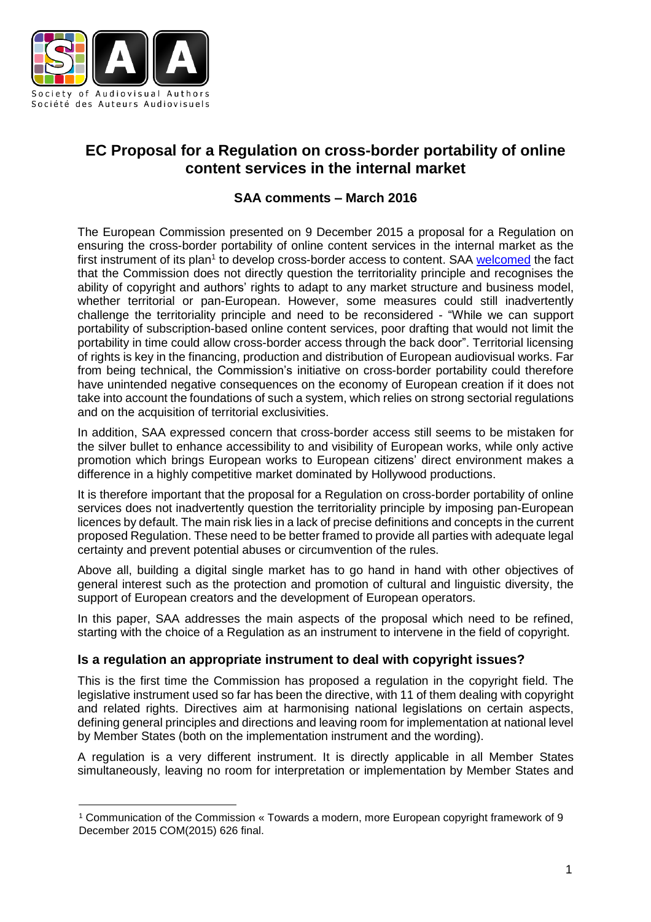# EC Proposal for a Regulation on cross-border portability of online content services in the internal market

## SAA comments – March 2016

The European Commission presented on 9 December 2015 a proposal for a Regulation on ensuring the cross-border portability of online content services in the internal market as the first instrument of its plan[1] to develop cross-border access to content. SAA welcomed the fact that the Commission does not directly question the territoriality principle and recognises the ability of copyright and authors' rights to adapt to any market structure and business model, whether territorial or pan-European. However, some measures could still inadvertently challenge the territoriality principle and need to be reconsidered - "While we can support portability of subscription-based online content services, poor drafting that would not limit the portability in time could allow cross-border access through the back door". Territorial licensing of rights is key in the financing, production and distribution of European audiovisual works. Far from being technical, the Commission's initiative on cross-border portability could therefore have unintended negative consequences on the economy of European creation if it does not take into account the foundations of such a system, which relies on strong sectorial regulations and on the acquisition of territorial exclusivities.

In addition, SAA expressed concern that cross-border access still seems to be mistaken for the silver bullet to enhance accessibility to and visibility of European works, while only active promotion which brings European works to European citizens' direct environment makes a difference in a highly competitive market dominated by Hollywood productions.

It is therefore important that the proposal for a Regulation on cross-border portability of online services does not inadvertently question the territoriality principle by imposing pan-European licences by default. The main risk lies in a lack of precise definitions and concepts in the current proposed Regulation. These need to be better framed to provide all parties with adequate legal certainty and prevent potential abuses or circumvention of the rules.

Above all, building a digital single market has to go hand in hand with other objectives of general interest such as the protection and promotion of cultural and linguistic diversity, the support of European creators and the development of European operators.

In this paper, SAA addresses the main aspects of the proposal which need to be refined, starting with the choice of a Regulation as an instrument to intervene in the field of copyright.

### Is a regulation an appropriate instrument to deal with copyright issues?

This is the first time the Commission has proposed a regulation in the copyright field. The legislative instrument used so far has been the directive, with 11 of them dealing with copyright and related rights. Directives aim at harmonising national legislations on certain aspects, defining general principles and directions and leaving room for implementation at national level by Member States (both on the implementation instrument and the wording).

A regulation is a very different instrument. It is directly applicable in all Member States simultaneously, leaving no room for interpretation or implementation by Member States and

[1] Communication of the Commission « Towards a modern, more European copyright framework of 9 December 2015 COM(2015) 626 final.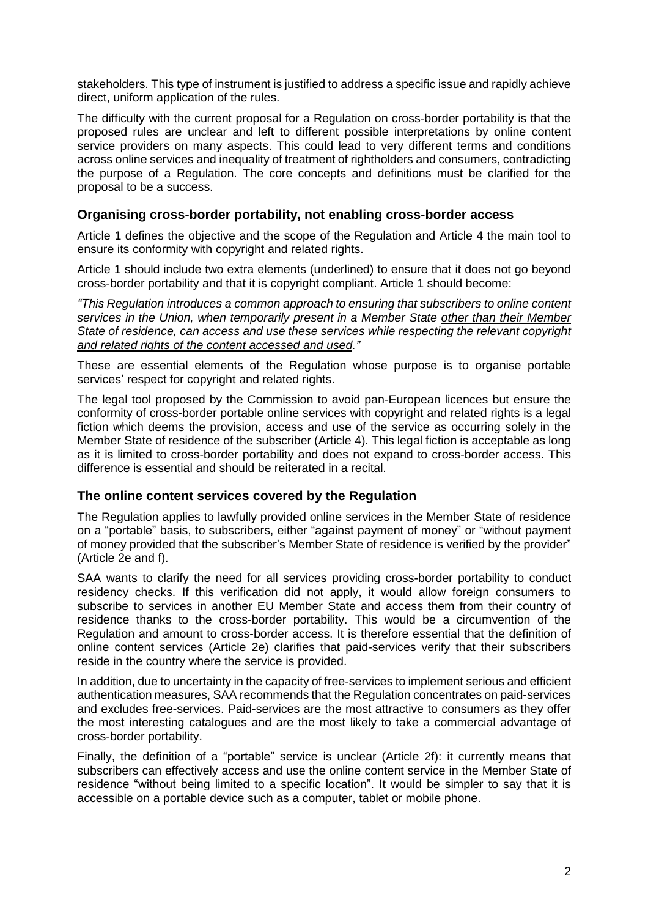stakeholders. This type of instrument is justified to address a specific issue and rapidly achieve direct, uniform application of the rules.

The difficulty with the current proposal for a Regulation on cross-border portability is that the proposed rules are unclear and left to different possible interpretations by online content service providers on many aspects. This could lead to very different terms and conditions across online services and inequality of treatment of rightholders and consumers, contradicting the purpose of a Regulation. The core concepts and definitions must be clarified for the proposal to be a success.

## Organising cross-border portability, not enabling cross-border access

Article 1 defines the objective and the scope of the Regulation and Article 4 the main tool to ensure its conformity with copyright and related rights.

Article 1 should include two extra elements (underlined) to ensure that it does not go beyond cross-border portability and that it is copyright compliant. Article 1 should become:

*"This Regulation introduces a common approach to ensuring that subscribers to online content services in the Union, when temporarily present in a Member State <u>other than their Member State of residence</u>, can access and use these services <u>while respecting the relevant copyright and related rights of the content accessed and used</u>."*

These are essential elements of the Regulation whose purpose is to organise portable services' respect for copyright and related rights.

The legal tool proposed by the Commission to avoid pan-European licences but ensure the conformity of cross-border portable online services with copyright and related rights is a legal fiction which deems the provision, access and use of the service as occurring solely in the Member State of residence of the subscriber (Article 4). This legal fiction is acceptable as long as it is limited to cross-border portability and does not expand to cross-border access. This difference is essential and should be reiterated in a recital.

## The online content services covered by the Regulation

The Regulation applies to lawfully provided online services in the Member State of residence on a "portable" basis, to subscribers, either "against payment of money" or "without payment of money provided that the subscriber's Member State of residence is verified by the provider" (Article 2e and f).

SAA wants to clarify the need for all services providing cross-border portability to conduct residency checks. If this verification did not apply, it would allow foreign consumers to subscribe to services in another EU Member State and access them from their country of residence thanks to the cross-border portability. This would be a circumvention of the Regulation and amount to cross-border access. It is therefore essential that the definition of online content services (Article 2e) clarifies that paid-services verify that their subscribers reside in the country where the service is provided.

In addition, due to uncertainty in the capacity of free-services to implement serious and efficient authentication measures, SAA recommends that the Regulation concentrates on paid-services and excludes free-services. Paid-services are the most attractive to consumers as they offer the most interesting catalogues and are the most likely to take a commercial advantage of cross-border portability.

Finally, the definition of a "portable" service is unclear (Article 2f): it currently means that subscribers can effectively access and use the online content service in the Member State of residence "without being limited to a specific location". It would be simpler to say that it is accessible on a portable device such as a computer, tablet or mobile phone.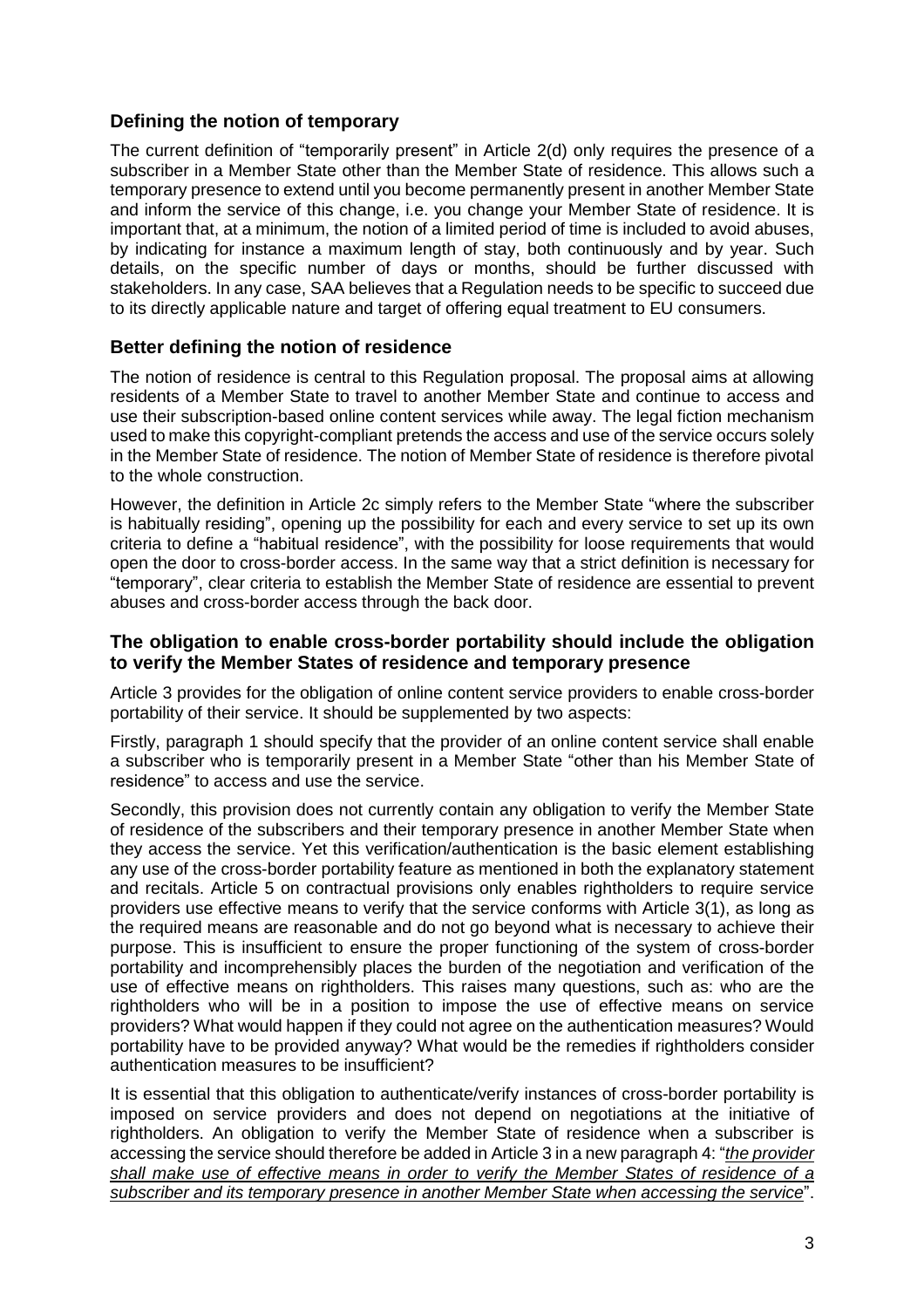### Defining the notion of temporary

The current definition of "temporarily present" in Article 2(d) only requires the presence of a subscriber in a Member State other than the Member State of residence. This allows such a temporary presence to extend until you become permanently present in another Member State and inform the service of this change, i.e. you change your Member State of residence. It is important that, at a minimum, the notion of a limited period of time is included to avoid abuses, by indicating for instance a maximum length of stay, both continuously and by year. Such details, on the specific number of days or months, should be further discussed with stakeholders. In any case, SAA believes that a Regulation needs to be specific to succeed due to its directly applicable nature and target of offering equal treatment to EU consumers.

### Better defining the notion of residence

The notion of residence is central to this Regulation proposal. The proposal aims at allowing residents of a Member State to travel to another Member State and continue to access and use their subscription-based online content services while away. The legal fiction mechanism used to make this copyright-compliant pretends the access and use of the service occurs solely in the Member State of residence. The notion of Member State of residence is therefore pivotal to the whole construction.

However, the definition in Article 2c simply refers to the Member State "where the subscriber is habitually residing", opening up the possibility for each and every service to set up its own criteria to define a "habitual residence", with the possibility for loose requirements that would open the door to cross-border access. In the same way that a strict definition is necessary for "temporary", clear criteria to establish the Member State of residence are essential to prevent abuses and cross-border access through the back door.

### The obligation to enable cross-border portability should include the obligation to verify the Member States of residence and temporary presence

Article 3 provides for the obligation of online content service providers to enable cross-border portability of their service. It should be supplemented by two aspects:

Firstly, paragraph 1 should specify that the provider of an online content service shall enable a subscriber who is temporarily present in a Member State "other than his Member State of residence" to access and use the service.

Secondly, this provision does not currently contain any obligation to verify the Member State of residence of the subscribers and their temporary presence in another Member State when they access the service. Yet this verification/authentication is the basic element establishing any use of the cross-border portability feature as mentioned in both the explanatory statement and recitals. Article 5 on contractual provisions only enables rightholders to require service providers use effective means to verify that the service conforms with Article 3(1), as long as the required means are reasonable and do not go beyond what is necessary to achieve their purpose. This is insufficient to ensure the proper functioning of the system of cross-border portability and incomprehensibly places the burden of the negotiation and verification of the use of effective means on rightholders. This raises many questions, such as: who are the rightholders who will be in a position to impose the use of effective means on service providers? What would happen if they could not agree on the authentication measures? Would portability have to be provided anyway? What would be the remedies if rightholders consider authentication measures to be insufficient?

It is essential that this obligation to authenticate/verify instances of cross-border portability is imposed on service providers and does not depend on negotiations at the initiative of rightholders. An obligation to verify the Member State of residence when a subscriber is accessing the service should therefore be added in Article 3 in a new paragraph 4: "*the provider shall make use of effective means in order to verify the Member States of residence of a subscriber and its temporary presence in another Member State when accessing the service*".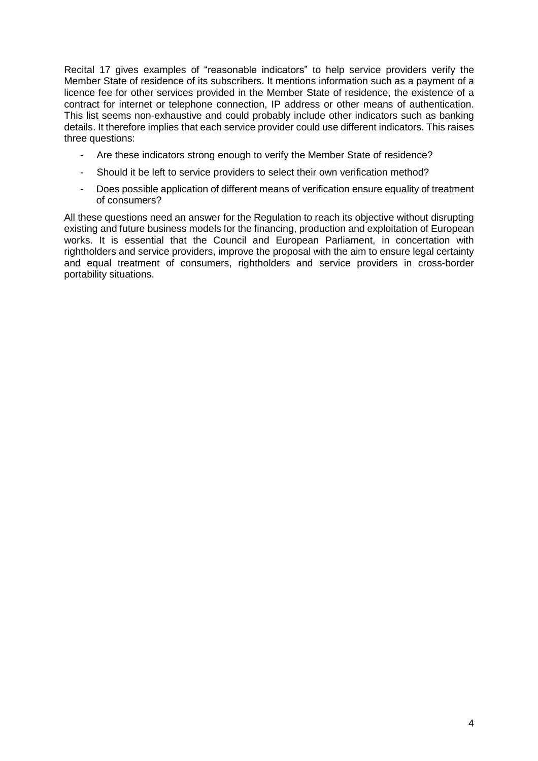Recital 17 gives examples of "reasonable indicators" to help service providers verify the Member State of residence of its subscribers. It mentions information such as a payment of a licence fee for other services provided in the Member State of residence, the existence of a contract for internet or telephone connection, IP address or other means of authentication. This list seems non-exhaustive and could probably include other indicators such as banking details. It therefore implies that each service provider could use different indicators. This raises three questions:

- Are these indicators strong enough to verify the Member State of residence?
- Should it be left to service providers to select their own verification method?
- Does possible application of different means of verification ensure equality of treatment of consumers?

All these questions need an answer for the Regulation to reach its objective without disrupting existing and future business models for the financing, production and exploitation of European works. It is essential that the Council and European Parliament, in concertation with rightholders and service providers, improve the proposal with the aim to ensure legal certainty and equal treatment of consumers, rightholders and service providers in cross-border portability situations.